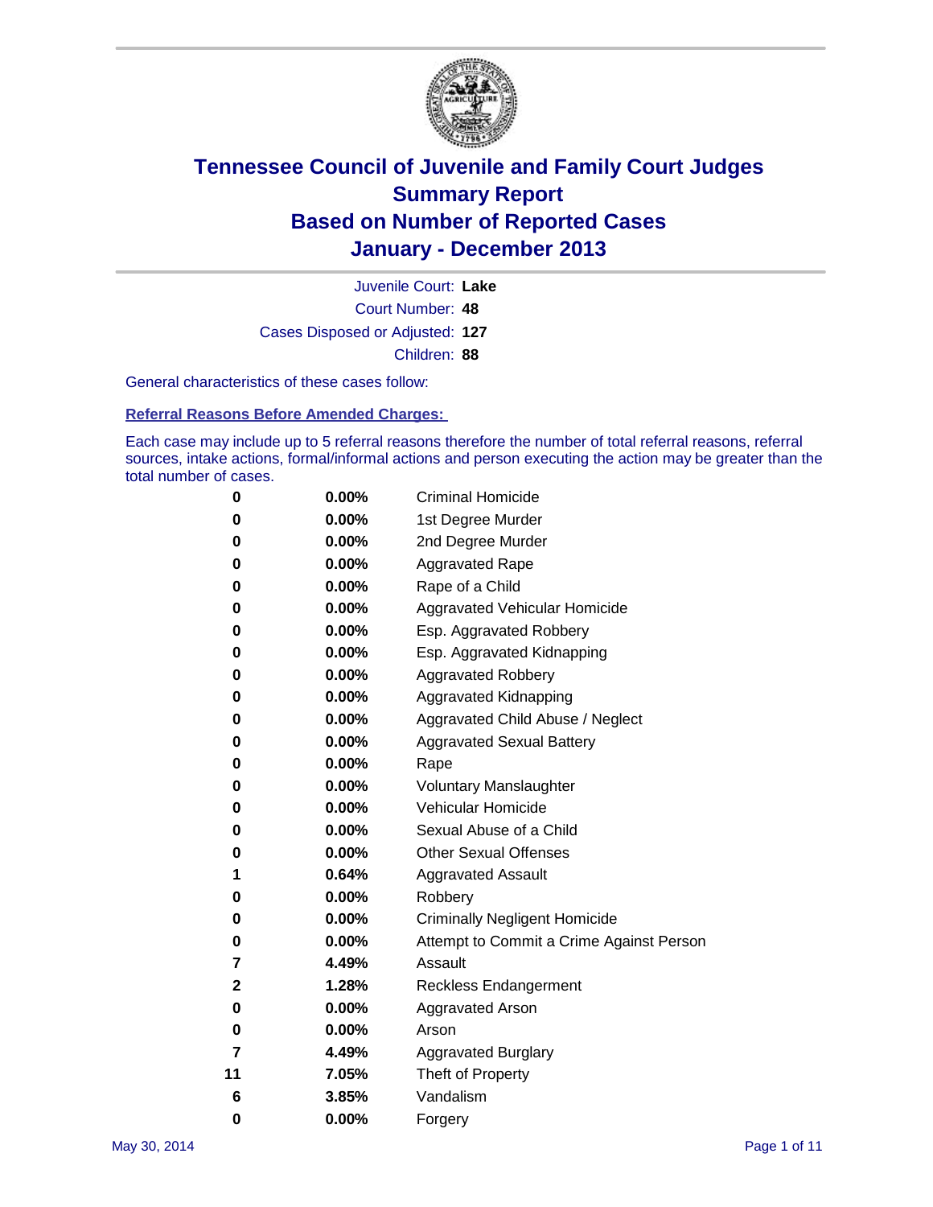# Tennessee Council of Juvenile and Family Court Judges
## Summary Report
## Based on Number of Reported Cases
## January - December 2013

Juvenile Court: **Lake**

Court Number: **48**

Cases Disposed or Adjusted: **127**

Children: **88**

General characteristics of these cases follow:

### Referral Reasons Before Amended Charges:

Each case may include up to 5 referral reasons therefore the number of total referral reasons, referral sources, intake actions, formal/informal actions and person executing the action may be greater than the total number of cases.

| | | |
|---|---|---|
| 0 | 0.00% | Criminal Homicide |
| 0 | 0.00% | 1st Degree Murder |
| 0 | 0.00% | 2nd Degree Murder |
| 0 | 0.00% | Aggravated Rape |
| 0 | 0.00% | Rape of a Child |
| 0 | 0.00% | Aggravated Vehicular Homicide |
| 0 | 0.00% | Esp. Aggravated Robbery |
| 0 | 0.00% | Esp. Aggravated Kidnapping |
| 0 | 0.00% | Aggravated Robbery |
| 0 | 0.00% | Aggravated Kidnapping |
| 0 | 0.00% | Aggravated Child Abuse / Neglect |
| 0 | 0.00% | Aggravated Sexual Battery |
| 0 | 0.00% | Rape |
| 0 | 0.00% | Voluntary Manslaughter |
| 0 | 0.00% | Vehicular Homicide |
| 0 | 0.00% | Sexual Abuse of a Child |
| 0 | 0.00% | Other Sexual Offenses |
| 1 | 0.64% | Aggravated Assault |
| 0 | 0.00% | Robbery |
| 0 | 0.00% | Criminally Negligent Homicide |
| 0 | 0.00% | Attempt to Commit a Crime Against Person |
| 7 | 4.49% | Assault |
| 2 | 1.28% | Reckless Endangerment |
| 0 | 0.00% | Aggravated Arson |
| 0 | 0.00% | Arson |
| 7 | 4.49% | Aggravated Burglary |
| 11 | 7.05% | Theft of Property |
| 6 | 3.85% | Vandalism |
| 0 | 0.00% | Forgery |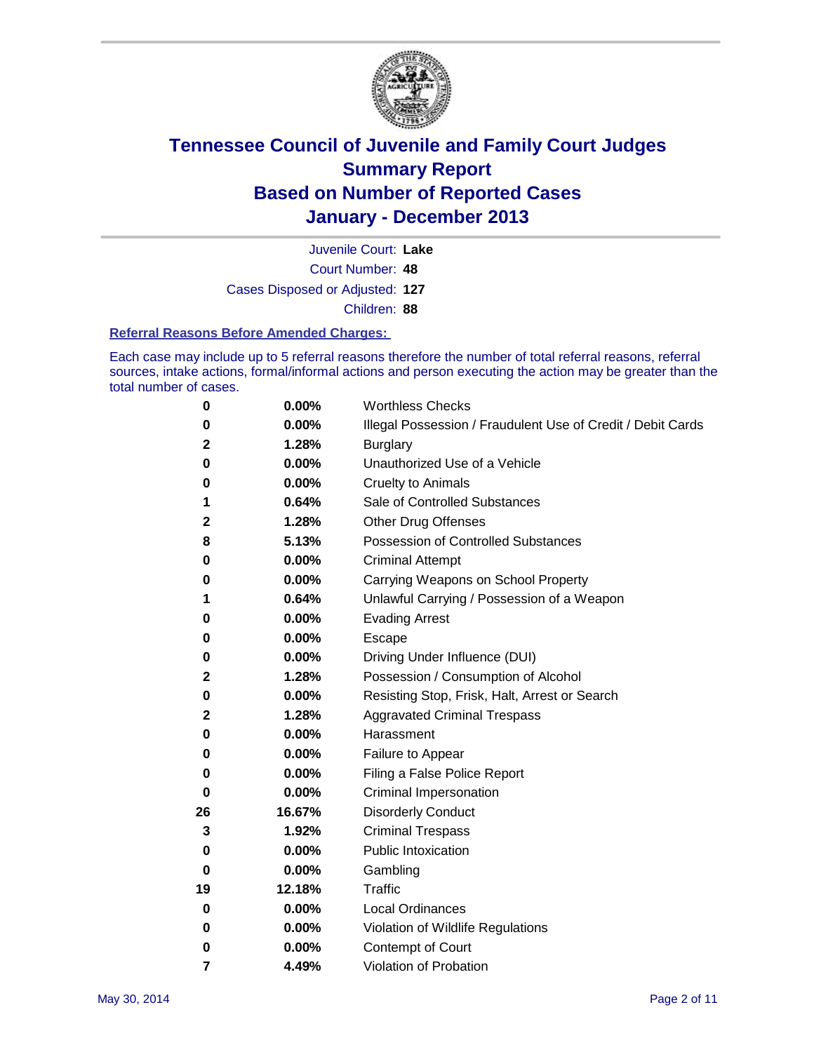# Tennessee Council of Juvenile and Family Court Judges
## Summary Report
## Based on Number of Reported Cases
## January - December 2013

Juvenile Court: **Lake**
Court Number: **48**
Cases Disposed or Adjusted: **127**
Children: **88**

### Referral Reasons Before Amended Charges:

Each case may include up to 5 referral reasons therefore the number of total referral reasons, referral sources, intake actions, formal/informal actions and person executing the action may be greater than the total number of cases.

| | | |
|---|---|---|
| **0** | **0.00%** | Worthless Checks |
| **0** | **0.00%** | Illegal Possession / Fraudulent Use of Credit / Debit Cards |
| **2** | **1.28%** | Burglary |
| **0** | **0.00%** | Unauthorized Use of a Vehicle |
| **0** | **0.00%** | Cruelty to Animals |
| **1** | **0.64%** | Sale of Controlled Substances |
| **2** | **1.28%** | Other Drug Offenses |
| **8** | **5.13%** | Possession of Controlled Substances |
| **0** | **0.00%** | Criminal Attempt |
| **0** | **0.00%** | Carrying Weapons on School Property |
| **1** | **0.64%** | Unlawful Carrying / Possession of a Weapon |
| **0** | **0.00%** | Evading Arrest |
| **0** | **0.00%** | Escape |
| **0** | **0.00%** | Driving Under Influence (DUI) |
| **2** | **1.28%** | Possession / Consumption of Alcohol |
| **0** | **0.00%** | Resisting Stop, Frisk, Halt, Arrest or Search |
| **2** | **1.28%** | Aggravated Criminal Trespass |
| **0** | **0.00%** | Harassment |
| **0** | **0.00%** | Failure to Appear |
| **0** | **0.00%** | Filing a False Police Report |
| **0** | **0.00%** | Criminal Impersonation |
| **26** | **16.67%** | Disorderly Conduct |
| **3** | **1.92%** | Criminal Trespass |
| **0** | **0.00%** | Public Intoxication |
| **0** | **0.00%** | Gambling |
| **19** | **12.18%** | Traffic |
| **0** | **0.00%** | Local Ordinances |
| **0** | **0.00%** | Violation of Wildlife Regulations |
| **0** | **0.00%** | Contempt of Court |
| **7** | **4.49%** | Violation of Probation |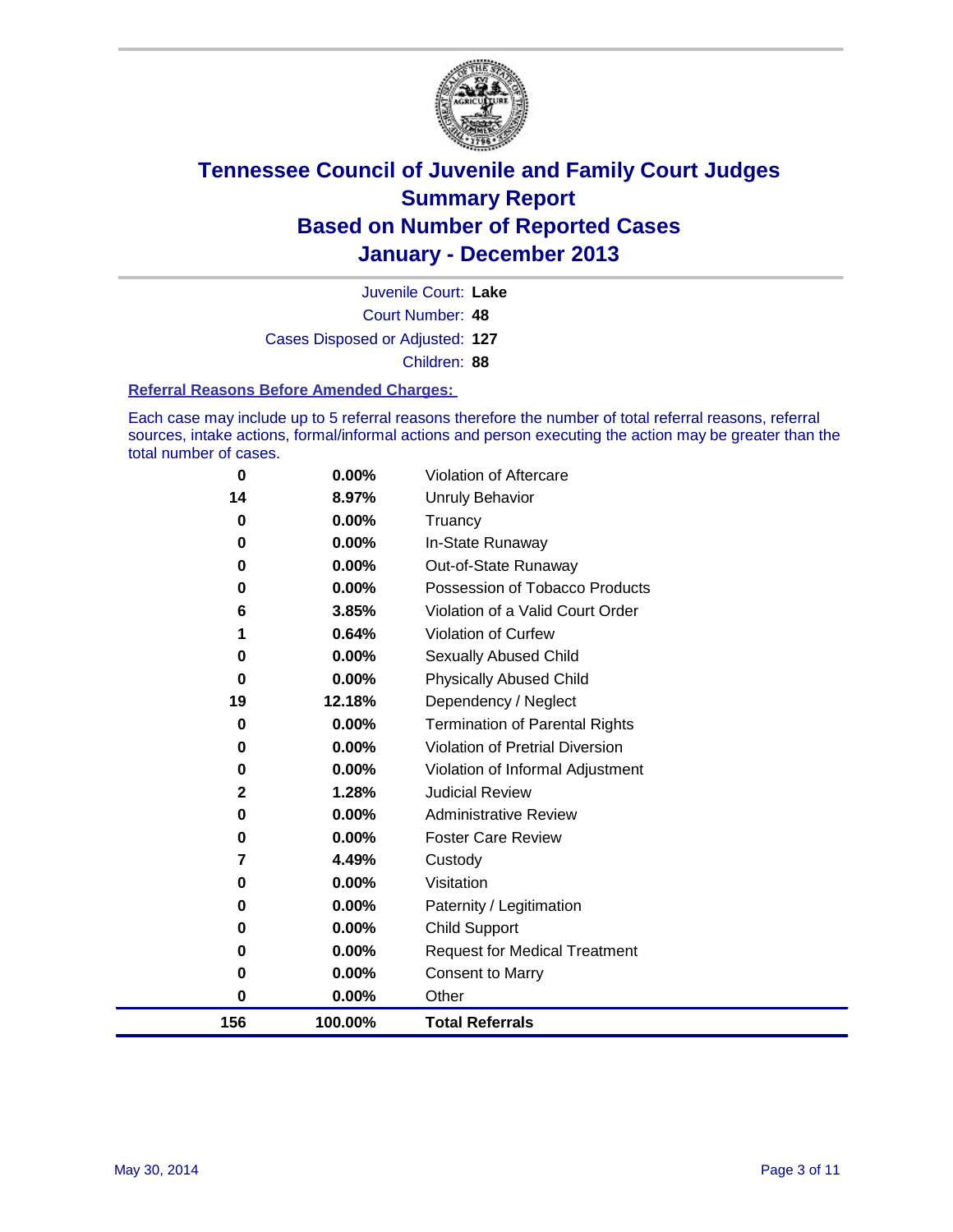# Tennessee Council of Juvenile and Family Court Judges
## Summary Report
## Based on Number of Reported Cases
## January - December 2013

Juvenile Court: **Lake**
Court Number: **48**
Cases Disposed or Adjusted: **127**
Children: **88**

### Referral Reasons Before Amended Charges:

Each case may include up to 5 referral reasons therefore the number of total referral reasons, referral sources, intake actions, formal/informal actions and person executing the action may be greater than the total number of cases.

| Count | Percent | Referral Reason |
|---|---|---|
| 0 | 0.00% | Violation of Aftercare |
| 14 | 8.97% | Unruly Behavior |
| 0 | 0.00% | Truancy |
| 0 | 0.00% | In-State Runaway |
| 0 | 0.00% | Out-of-State Runaway |
| 0 | 0.00% | Possession of Tobacco Products |
| 6 | 3.85% | Violation of a Valid Court Order |
| 1 | 0.64% | Violation of Curfew |
| 0 | 0.00% | Sexually Abused Child |
| 0 | 0.00% | Physically Abused Child |
| 19 | 12.18% | Dependency / Neglect |
| 0 | 0.00% | Termination of Parental Rights |
| 0 | 0.00% | Violation of Pretrial Diversion |
| 0 | 0.00% | Violation of Informal Adjustment |
| 2 | 1.28% | Judicial Review |
| 0 | 0.00% | Administrative Review |
| 0 | 0.00% | Foster Care Review |
| 7 | 4.49% | Custody |
| 0 | 0.00% | Visitation |
| 0 | 0.00% | Paternity / Legitimation |
| 0 | 0.00% | Child Support |
| 0 | 0.00% | Request for Medical Treatment |
| 0 | 0.00% | Consent to Marry |
| 0 | 0.00% | Other |
| **156** | **100.00%** | **Total Referrals** |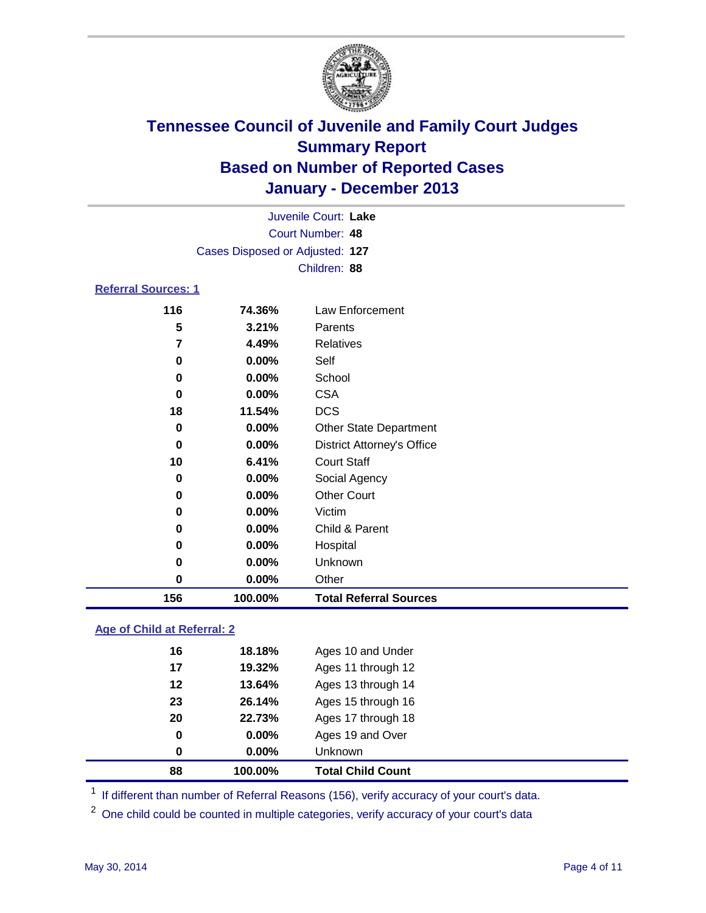# Tennessee Council of Juvenile and Family Court Judges
## Summary Report
## Based on Number of Reported Cases
## January - December 2013

Juvenile Court: **Lake**
Court Number: **48**
Cases Disposed or Adjusted: **127**
Children: **88**

### Referral Sources: 1

| Count | Percent | Source |
|---|---|---|
| 116 | 74.36% | Law Enforcement |
| 5 | 3.21% | Parents |
| 7 | 4.49% | Relatives |
| 0 | 0.00% | Self |
| 0 | 0.00% | School |
| 0 | 0.00% | CSA |
| 18 | 11.54% | DCS |
| 0 | 0.00% | Other State Department |
| 0 | 0.00% | District Attorney's Office |
| 10 | 6.41% | Court Staff |
| 0 | 0.00% | Social Agency |
| 0 | 0.00% | Other Court |
| 0 | 0.00% | Victim |
| 0 | 0.00% | Child & Parent |
| 0 | 0.00% | Hospital |
| 0 | 0.00% | Unknown |
| 0 | 0.00% | Other |
| **156** | **100.00%** | **Total Referral Sources** |

### Age of Child at Referral: 2

| Count | Percent | Age |
|---|---|---|
| 16 | 18.18% | Ages 10 and Under |
| 17 | 19.32% | Ages 11 through 12 |
| 12 | 13.64% | Ages 13 through 14 |
| 23 | 26.14% | Ages 15 through 16 |
| 20 | 22.73% | Ages 17 through 18 |
| 0 | 0.00% | Ages 19 and Over |
| 0 | 0.00% | Unknown |
| **88** | **100.00%** | **Total Child Count** |

[1] If different than number of Referral Reasons (156), verify accuracy of your court's data.

[2] One child could be counted in multiple categories, verify accuracy of your court's data

May 30, 2014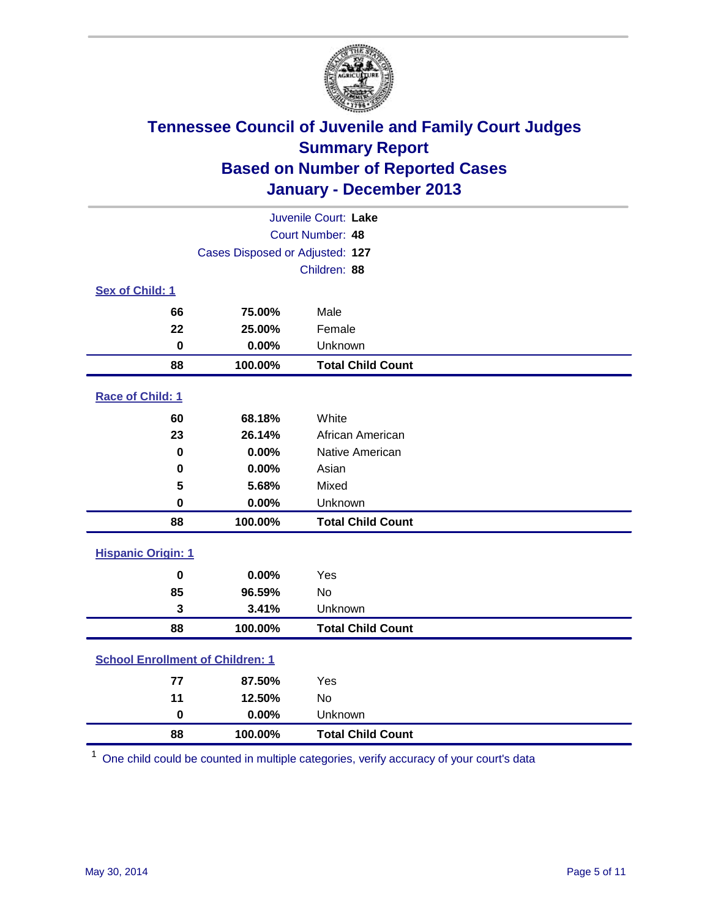# Tennessee Council of Juvenile and Family Court Judges
## Summary Report
## Based on Number of Reported Cases
## January - December 2013

Juvenile Court: **Lake**
Court Number: **48**
Cases Disposed or Adjusted: **127**
Children: **88**

### Sex of Child: 1

| Count | Percent | Category |
|---|---|---|
| 66 | 75.00% | Male |
| 22 | 25.00% | Female |
| 0 | 0.00% | Unknown |
| **88** | **100.00%** | **Total Child Count** |

### Race of Child: 1

| Count | Percent | Category |
|---|---|---|
| 60 | 68.18% | White |
| 23 | 26.14% | African American |
| 0 | 0.00% | Native American |
| 0 | 0.00% | Asian |
| 5 | 5.68% | Mixed |
| 0 | 0.00% | Unknown |
| **88** | **100.00%** | **Total Child Count** |

### Hispanic Origin: 1

| Count | Percent | Category |
|---|---|---|
| 0 | 0.00% | Yes |
| 85 | 96.59% | No |
| 3 | 3.41% | Unknown |
| **88** | **100.00%** | **Total Child Count** |

### School Enrollment of Children: 1

| Count | Percent | Category |
|---|---|---|
| 77 | 87.50% | Yes |
| 11 | 12.50% | No |
| 0 | 0.00% | Unknown |
| **88** | **100.00%** | **Total Child Count** |

[1] One child could be counted in multiple categories, verify accuracy of your court's data

May 30, 2014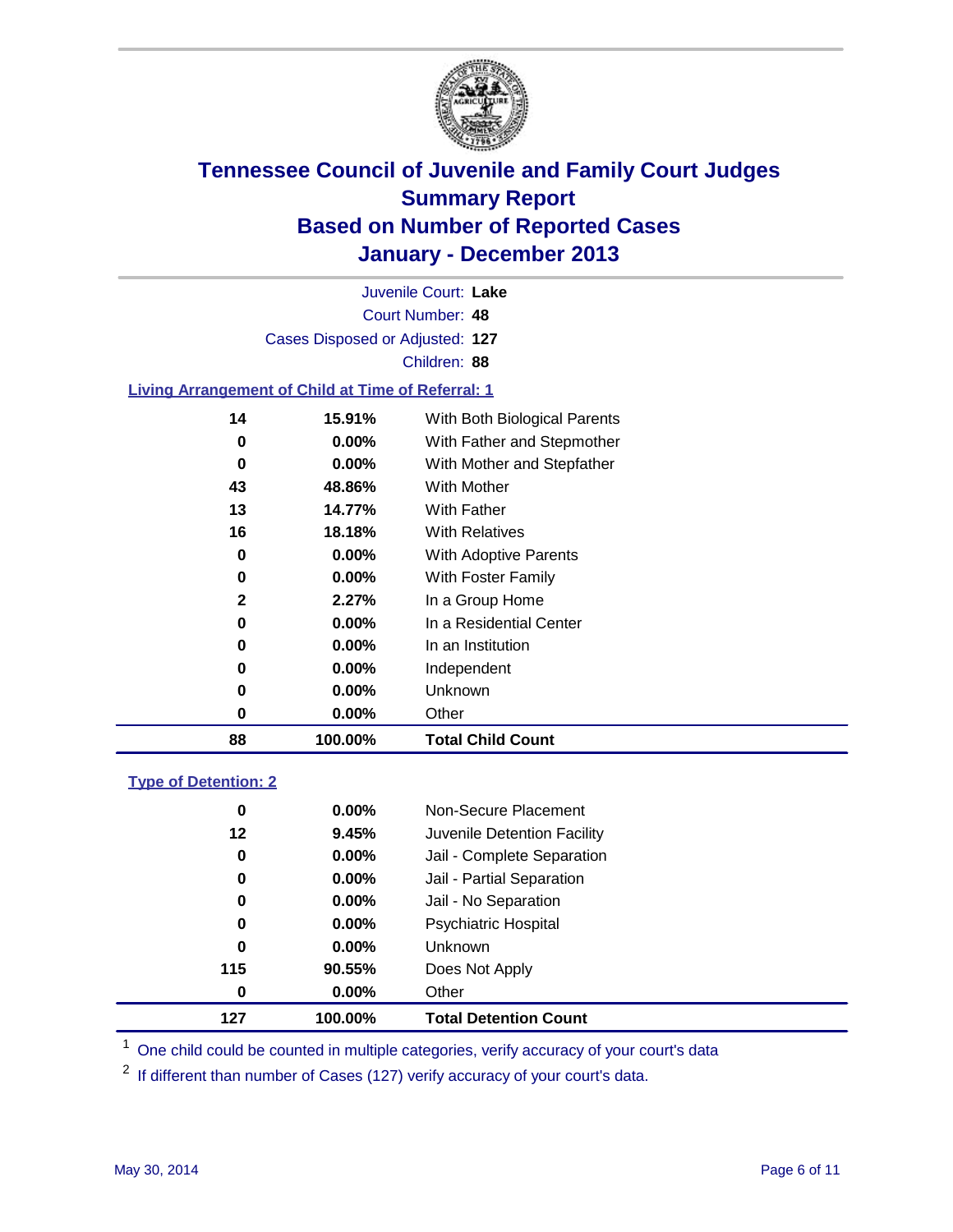# Tennessee Council of Juvenile and Family Court Judges
## Summary Report
## Based on Number of Reported Cases
## January - December 2013

Juvenile Court: **Lake**
Court Number: **48**
Cases Disposed or Adjusted: **127**
Children: **88**

### Living Arrangement of Child at Time of Referral: 1

| Count | Percent | Category |
|---|---|---|
| 14 | 15.91% | With Both Biological Parents |
| 0 | 0.00% | With Father and Stepmother |
| 0 | 0.00% | With Mother and Stepfather |
| 43 | 48.86% | With Mother |
| 13 | 14.77% | With Father |
| 16 | 18.18% | With Relatives |
| 0 | 0.00% | With Adoptive Parents |
| 0 | 0.00% | With Foster Family |
| 2 | 2.27% | In a Group Home |
| 0 | 0.00% | In a Residential Center |
| 0 | 0.00% | In an Institution |
| 0 | 0.00% | Independent |
| 0 | 0.00% | Unknown |
| 0 | 0.00% | Other |
| **88** | **100.00%** | **Total Child Count** |

### Type of Detention: 2

| Count | Percent | Category |
|---|---|---|
| 0 | 0.00% | Non-Secure Placement |
| 12 | 9.45% | Juvenile Detention Facility |
| 0 | 0.00% | Jail - Complete Separation |
| 0 | 0.00% | Jail - Partial Separation |
| 0 | 0.00% | Jail - No Separation |
| 0 | 0.00% | Psychiatric Hospital |
| 0 | 0.00% | Unknown |
| 115 | 90.55% | Does Not Apply |
| 0 | 0.00% | Other |
| **127** | **100.00%** | **Total Detention Count** |

[1] One child could be counted in multiple categories, verify accuracy of your court's data

[2] If different than number of Cases (127) verify accuracy of your court's data.

May 30, 2014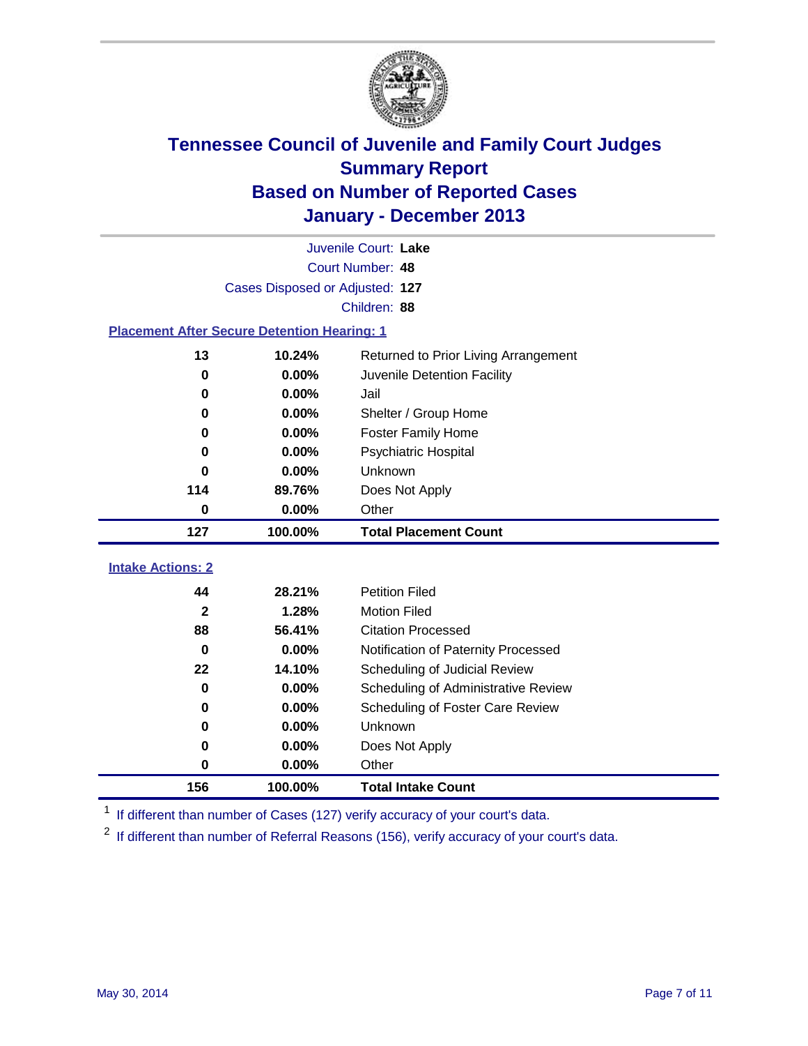# Tennessee Council of Juvenile and Family Court Judges
## Summary Report
## Based on Number of Reported Cases
## January - December 2013

Juvenile Court: **Lake**
Court Number: **48**
Cases Disposed or Adjusted: **127**
Children: **88**

### Placement After Secure Detention Hearing: 1

| Count | Percent | Placement |
|---|---|---|
| 13 | 10.24% | Returned to Prior Living Arrangement |
| 0 | 0.00% | Juvenile Detention Facility |
| 0 | 0.00% | Jail |
| 0 | 0.00% | Shelter / Group Home |
| 0 | 0.00% | Foster Family Home |
| 0 | 0.00% | Psychiatric Hospital |
| 0 | 0.00% | Unknown |
| 114 | 89.76% | Does Not Apply |
| 0 | 0.00% | Other |
| **127** | **100.00%** | **Total Placement Count** |

### Intake Actions: 2

| Count | Percent | Intake Action |
|---|---|---|
| 44 | 28.21% | Petition Filed |
| 2 | 1.28% | Motion Filed |
| 88 | 56.41% | Citation Processed |
| 0 | 0.00% | Notification of Paternity Processed |
| 22 | 14.10% | Scheduling of Judicial Review |
| 0 | 0.00% | Scheduling of Administrative Review |
| 0 | 0.00% | Scheduling of Foster Care Review |
| 0 | 0.00% | Unknown |
| 0 | 0.00% | Does Not Apply |
| 0 | 0.00% | Other |
| **156** | **100.00%** | **Total Intake Count** |

[1] If different than number of Cases (127) verify accuracy of your court's data.

[2] If different than number of Referral Reasons (156), verify accuracy of your court's data.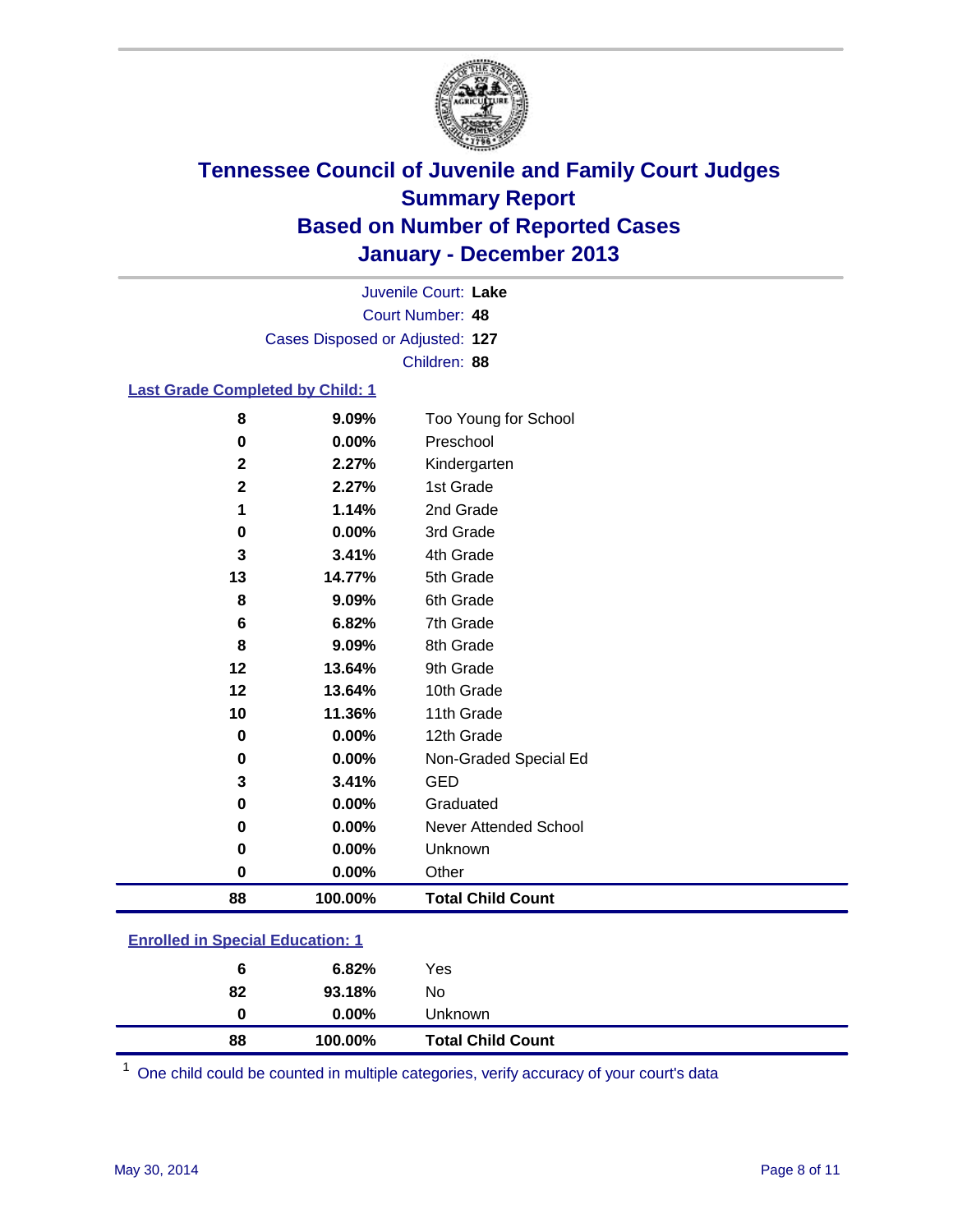# Tennessee Council of Juvenile and Family Court Judges
## Summary Report
## Based on Number of Reported Cases
## January - December 2013

Juvenile Court: **Lake**

Court Number: **48**

Cases Disposed or Adjusted: **127**

Children: **88**

### Last Grade Completed by Child: 1

| | | |
|---|---|---|
| 8 | 9.09% | Too Young for School |
| 0 | 0.00% | Preschool |
| 2 | 2.27% | Kindergarten |
| 2 | 2.27% | 1st Grade |
| 1 | 1.14% | 2nd Grade |
| 0 | 0.00% | 3rd Grade |
| 3 | 3.41% | 4th Grade |
| 13 | 14.77% | 5th Grade |
| 8 | 9.09% | 6th Grade |
| 6 | 6.82% | 7th Grade |
| 8 | 9.09% | 8th Grade |
| 12 | 13.64% | 9th Grade |
| 12 | 13.64% | 10th Grade |
| 10 | 11.36% | 11th Grade |
| 0 | 0.00% | 12th Grade |
| 0 | 0.00% | Non-Graded Special Ed |
| 3 | 3.41% | GED |
| 0 | 0.00% | Graduated |
| 0 | 0.00% | Never Attended School |
| 0 | 0.00% | Unknown |
| 0 | 0.00% | Other |
| **88** | **100.00%** | **Total Child Count** |

### Enrolled in Special Education: 1

| | | |
|---|---|---|
| 6 | 6.82% | Yes |
| 82 | 93.18% | No |
| 0 | 0.00% | Unknown |
| **88** | **100.00%** | **Total Child Count** |

[1] One child could be counted in multiple categories, verify accuracy of your court's data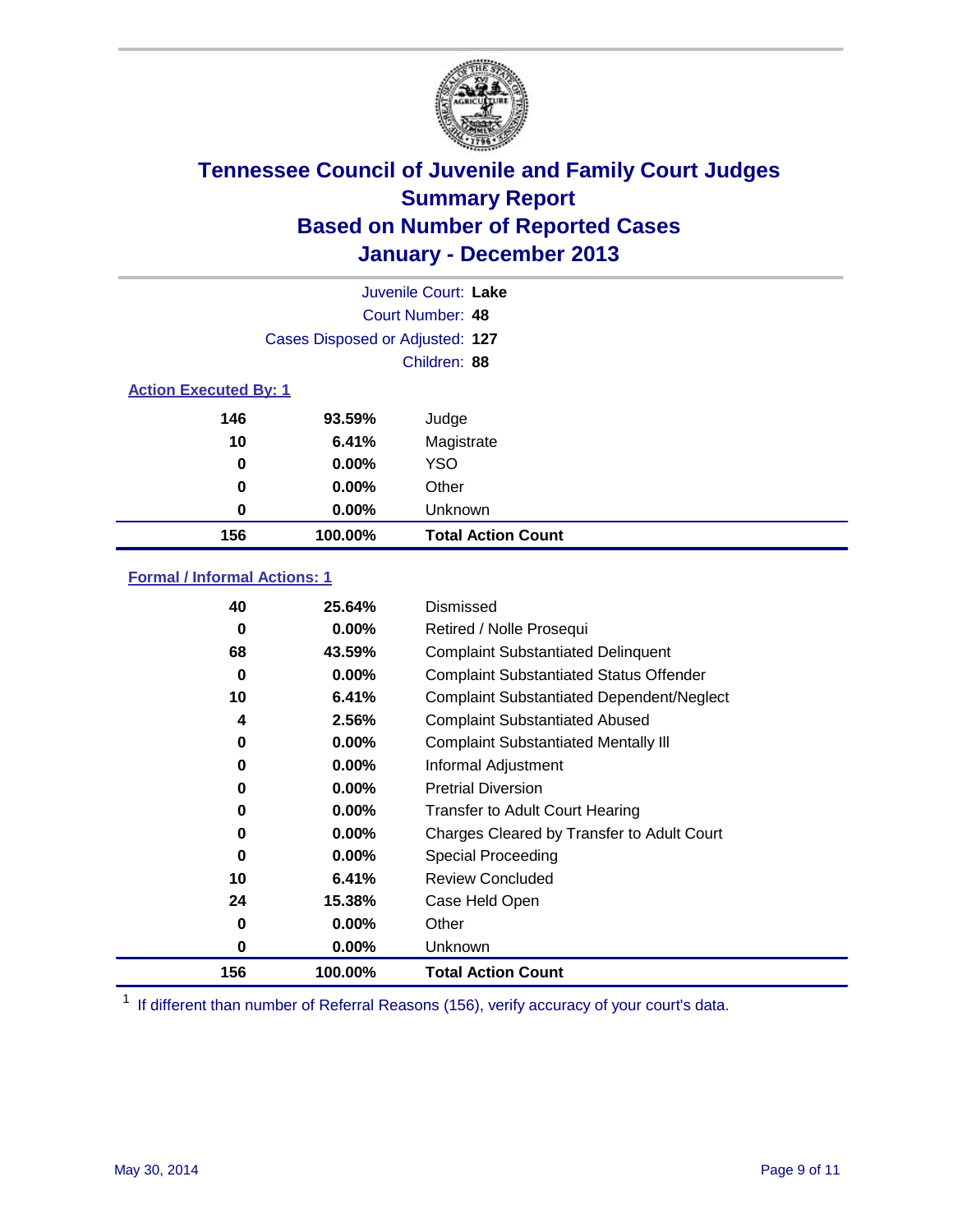# Tennessee Council of Juvenile and Family Court Judges
## Summary Report
## Based on Number of Reported Cases
## January - December 2013

Juvenile Court: **Lake**

Court Number: **48**

Cases Disposed or Adjusted: **127**

Children: **88**

### Action Executed By: 1

| | | |
|---|---|---|
| 146 | 93.59% | Judge |
| 10 | 6.41% | Magistrate |
| 0 | 0.00% | YSO |
| 0 | 0.00% | Other |
| 0 | 0.00% | Unknown |
| **156** | **100.00%** | **Total Action Count** |

### Formal / Informal Actions: 1

| | | |
|---|---|---|
| 40 | 25.64% | Dismissed |
| 0 | 0.00% | Retired / Nolle Prosequi |
| 68 | 43.59% | Complaint Substantiated Delinquent |
| 0 | 0.00% | Complaint Substantiated Status Offender |
| 10 | 6.41% | Complaint Substantiated Dependent/Neglect |
| 4 | 2.56% | Complaint Substantiated Abused |
| 0 | 0.00% | Complaint Substantiated Mentally Ill |
| 0 | 0.00% | Informal Adjustment |
| 0 | 0.00% | Pretrial Diversion |
| 0 | 0.00% | Transfer to Adult Court Hearing |
| 0 | 0.00% | Charges Cleared by Transfer to Adult Court |
| 0 | 0.00% | Special Proceeding |
| 10 | 6.41% | Review Concluded |
| 24 | 15.38% | Case Held Open |
| 0 | 0.00% | Other |
| 0 | 0.00% | Unknown |
| **156** | **100.00%** | **Total Action Count** |

[1] If different than number of Referral Reasons (156), verify accuracy of your court's data.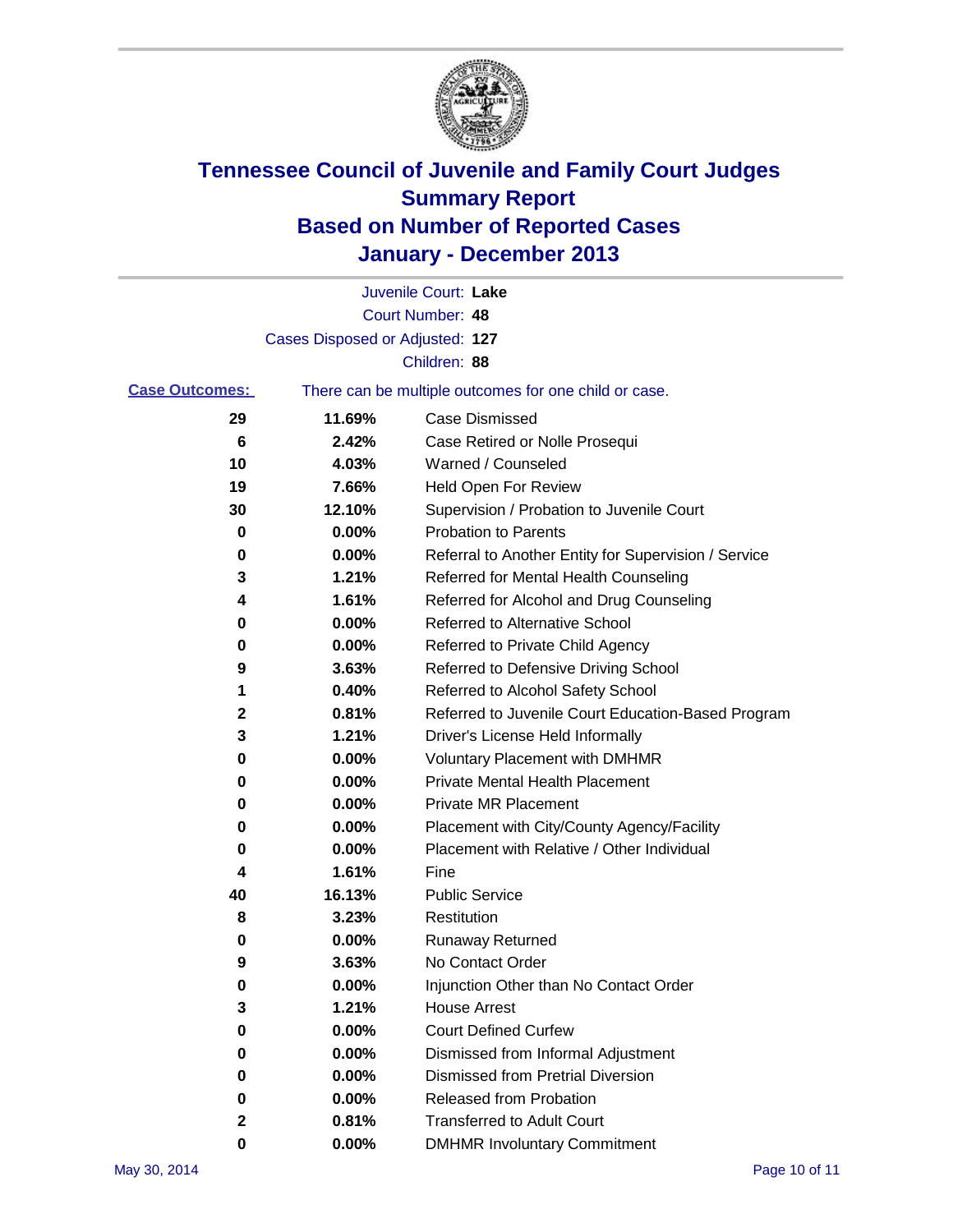# Tennessee Council of Juvenile and Family Court Judges
## Summary Report
## Based on Number of Reported Cases
## January - December 2013

Juvenile Court: **Lake**
Court Number: **48**
Cases Disposed or Adjusted: **127**
Children: **88**

**Case Outcomes:** There can be multiple outcomes for one child or case.

| Count | Percent | Outcome |
|---|---|---|
| 29 | 11.69% | Case Dismissed |
| 6 | 2.42% | Case Retired or Nolle Prosequi |
| 10 | 4.03% | Warned / Counseled |
| 19 | 7.66% | Held Open For Review |
| 30 | 12.10% | Supervision / Probation to Juvenile Court |
| 0 | 0.00% | Probation to Parents |
| 0 | 0.00% | Referral to Another Entity for Supervision / Service |
| 3 | 1.21% | Referred for Mental Health Counseling |
| 4 | 1.61% | Referred for Alcohol and Drug Counseling |
| 0 | 0.00% | Referred to Alternative School |
| 0 | 0.00% | Referred to Private Child Agency |
| 9 | 3.63% | Referred to Defensive Driving School |
| 1 | 0.40% | Referred to Alcohol Safety School |
| 2 | 0.81% | Referred to Juvenile Court Education-Based Program |
| 3 | 1.21% | Driver's License Held Informally |
| 0 | 0.00% | Voluntary Placement with DMHMR |
| 0 | 0.00% | Private Mental Health Placement |
| 0 | 0.00% | Private MR Placement |
| 0 | 0.00% | Placement with City/County Agency/Facility |
| 0 | 0.00% | Placement with Relative / Other Individual |
| 4 | 1.61% | Fine |
| 40 | 16.13% | Public Service |
| 8 | 3.23% | Restitution |
| 0 | 0.00% | Runaway Returned |
| 9 | 3.63% | No Contact Order |
| 0 | 0.00% | Injunction Other than No Contact Order |
| 3 | 1.21% | House Arrest |
| 0 | 0.00% | Court Defined Curfew |
| 0 | 0.00% | Dismissed from Informal Adjustment |
| 0 | 0.00% | Dismissed from Pretrial Diversion |
| 0 | 0.00% | Released from Probation |
| 2 | 0.81% | Transferred to Adult Court |
| 0 | 0.00% | DMHMR Involuntary Commitment |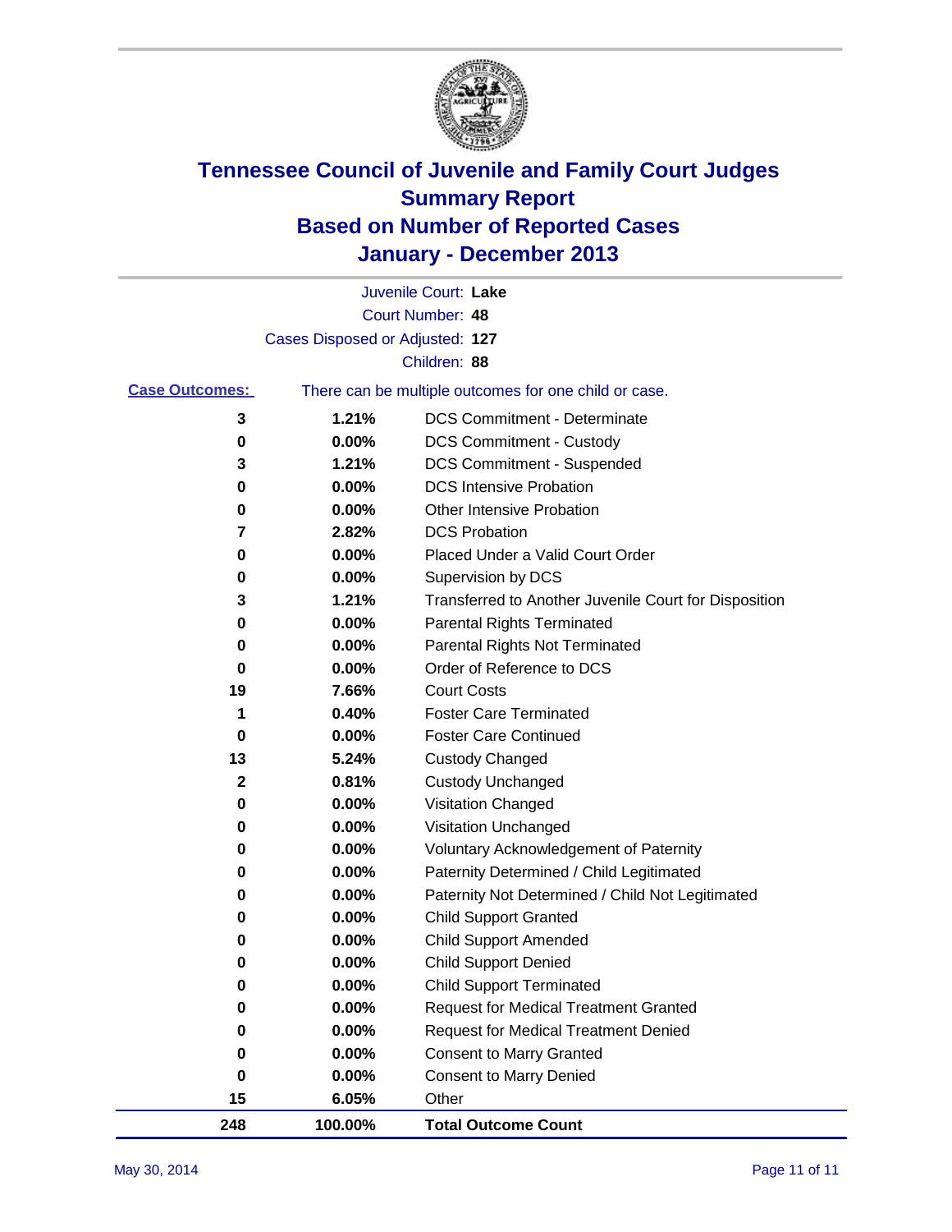# Tennessee Council of Juvenile and Family Court Judges
## Summary Report
## Based on Number of Reported Cases
## January - December 2013

Juvenile Court: **Lake**

Court Number: **48**

Cases Disposed or Adjusted: **127**

Children: **88**

**Case Outcomes:** There can be multiple outcomes for one child or case.

| | | |
|---|---|---|
| 3 | 1.21% | DCS Commitment - Determinate |
| 0 | 0.00% | DCS Commitment - Custody |
| 3 | 1.21% | DCS Commitment - Suspended |
| 0 | 0.00% | DCS Intensive Probation |
| 0 | 0.00% | Other Intensive Probation |
| 7 | 2.82% | DCS Probation |
| 0 | 0.00% | Placed Under a Valid Court Order |
| 0 | 0.00% | Supervision by DCS |
| 3 | 1.21% | Transferred to Another Juvenile Court for Disposition |
| 0 | 0.00% | Parental Rights Terminated |
| 0 | 0.00% | Parental Rights Not Terminated |
| 0 | 0.00% | Order of Reference to DCS |
| 19 | 7.66% | Court Costs |
| 1 | 0.40% | Foster Care Terminated |
| 0 | 0.00% | Foster Care Continued |
| 13 | 5.24% | Custody Changed |
| 2 | 0.81% | Custody Unchanged |
| 0 | 0.00% | Visitation Changed |
| 0 | 0.00% | Visitation Unchanged |
| 0 | 0.00% | Voluntary Acknowledgement of Paternity |
| 0 | 0.00% | Paternity Determined / Child Legitimated |
| 0 | 0.00% | Paternity Not Determined / Child Not Legitimated |
| 0 | 0.00% | Child Support Granted |
| 0 | 0.00% | Child Support Amended |
| 0 | 0.00% | Child Support Denied |
| 0 | 0.00% | Child Support Terminated |
| 0 | 0.00% | Request for Medical Treatment Granted |
| 0 | 0.00% | Request for Medical Treatment Denied |
| 0 | 0.00% | Consent to Marry Granted |
| 0 | 0.00% | Consent to Marry Denied |
| 15 | 6.05% | Other |
| **248** | **100.00%** | **Total Outcome Count** |

May 30, 2014